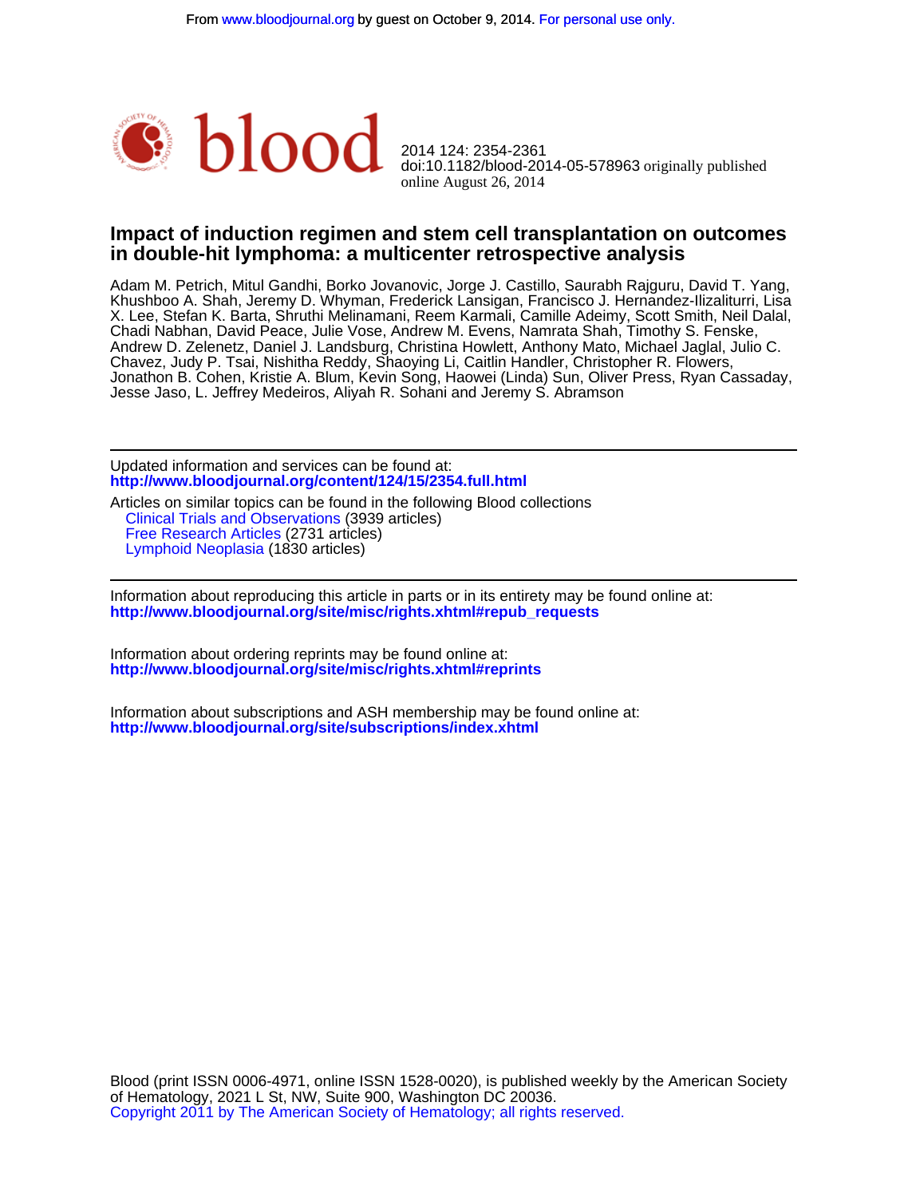# Impact of induction regimen and stem cell transplantation on outcomes in double-hit lymphoma: a multicenter retrospective analysis

2014 124: 2354-2361
doi:10.1182/blood-2014-05-578963 originally published online August 26, 2014

Adam M. Petrich, Mitul Gandhi, Borko Jovanovic, Jorge J. Castillo, Saurabh Rajguru, David T. Yang, Khushboo A. Shah, Jeremy D. Whyman, Frederick Lansigan, Francisco J. Hernandez-Ilizaliturri, Lisa X. Lee, Stefan K. Barta, Shruthi Melinamani, Reem Karmali, Camille Adeimy, Scott Smith, Neil Dalal, Chadi Nabhan, David Peace, Julie Vose, Andrew M. Evens, Namrata Shah, Timothy S. Fenske, Andrew D. Zelenetz, Daniel J. Landsburg, Christina Howlett, Anthony Mato, Michael Jaglal, Julio C. Chavez, Judy P. Tsai, Nishitha Reddy, Shaoying Li, Caitlin Handler, Christopher R. Flowers, Jonathon B. Cohen, Kristie A. Blum, Kevin Song, Haowei (Linda) Sun, Oliver Press, Ryan Cassaday, Jesse Jaso, L. Jeffrey Medeiros, Aliyah R. Sohani and Jeremy S. Abramson

---

Updated information and services can be found at:
**http://www.bloodjournal.org/content/124/15/2354.full.html**

Articles on similar topics can be found in the following Blood collections
- Clinical Trials and Observations (3939 articles)
- Free Research Articles (2731 articles)
- Lymphoid Neoplasia (1830 articles)

---

Information about reproducing this article in parts or in its entirety may be found online at:
**http://www.bloodjournal.org/site/misc/rights.xhtml#repub_requests**

Information about ordering reprints may be found online at:
**http://www.bloodjournal.org/site/misc/rights.xhtml#reprints**

Information about subscriptions and ASH membership may be found online at:
**http://www.bloodjournal.org/site/subscriptions/index.xhtml**

Blood (print ISSN 0006-4971, online ISSN 1528-0020), is published weekly by the American Society of Hematology, 2021 L St, NW, Suite 900, Washington DC 20036.
Copyright 2011 by The American Society of Hematology; all rights reserved.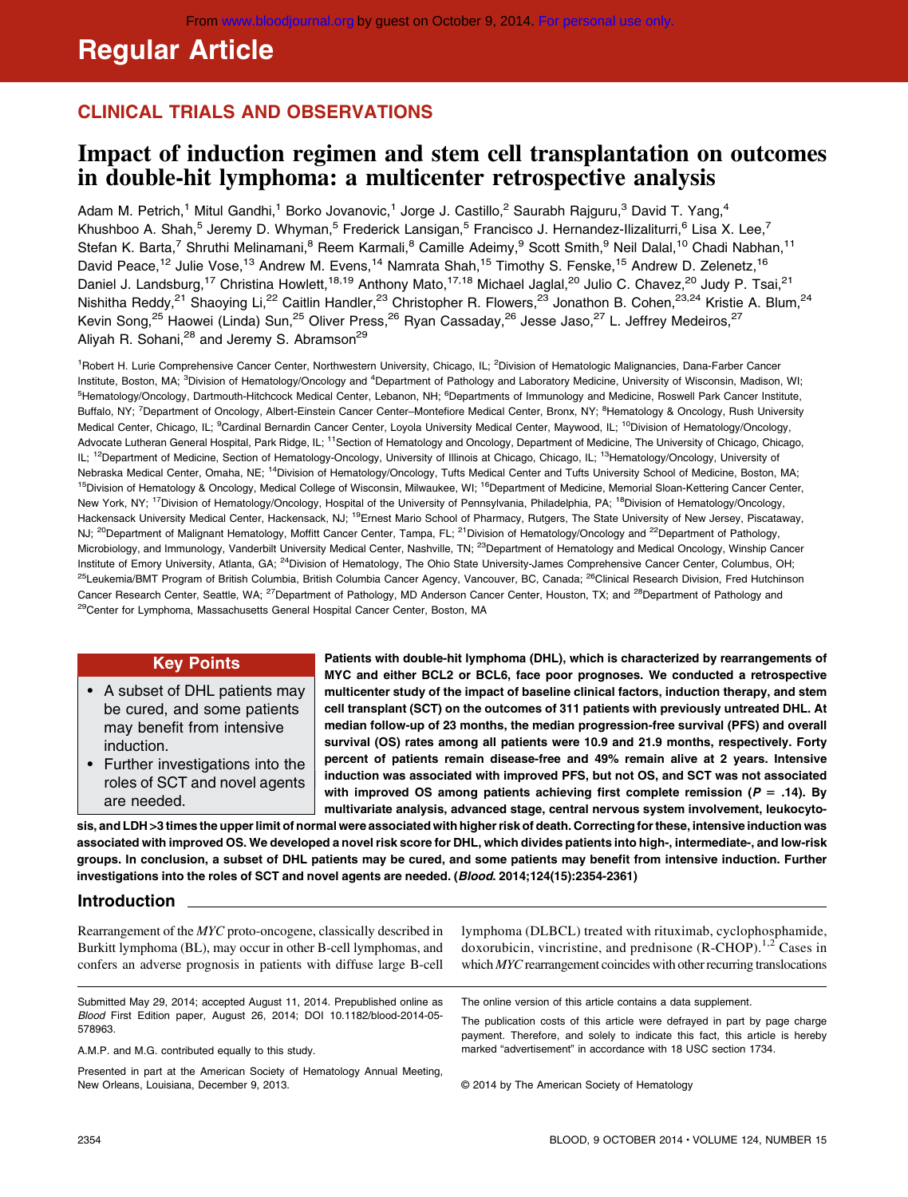## CLINICAL TRIALS AND OBSERVATIONS

# Impact of induction regimen and stem cell transplantation on outcomes in double-hit lymphoma: a multicenter retrospective analysis

Adam M. Petrich,[1] Mitul Gandhi,[1] Borko Jovanovic,[1] Jorge J. Castillo,[2] Saurabh Rajguru,[3] David T. Yang,[4] Khushboo A. Shah,[5] Jeremy D. Whyman,[5] Frederick Lansigan,[5] Francisco J. Hernandez-Ilizaliturri,[6] Lisa X. Lee,[7] Stefan K. Barta,[7] Shruthi Melinamani,[8] Reem Karmali,[8] Camille Adeimy,[9] Scott Smith,[9] Neil Dalal,[10] Chadi Nabhan,[11] David Peace,[12] Julie Vose,[13] Andrew M. Evens,[14] Namrata Shah,[15] Timothy S. Fenske,[15] Andrew D. Zelenetz,[16] Daniel J. Landsburg,[17] Christina Howlett,[18,19] Anthony Mato,[17,18] Michael Jaglal,[20] Julio C. Chavez,[20] Judy P. Tsai,[21] Nishitha Reddy,[21] Shaoying Li,[22] Caitlin Handler,[23] Christopher R. Flowers,[23] Jonathon B. Cohen,[23,24] Kristie A. Blum,[24] Kevin Song,[25] Haowei (Linda) Sun,[25] Oliver Press,[26] Ryan Cassaday,[26] Jesse Jaso,[27] L. Jeffrey Medeiros,[27] Aliyah R. Sohani,[28] and Jeremy S. Abramson[29]

[1]Robert H. Lurie Comprehensive Cancer Center, Northwestern University, Chicago, IL; [2]Division of Hematologic Malignancies, Dana-Farber Cancer Institute, Boston, MA; [3]Division of Hematology/Oncology and [4]Department of Pathology and Laboratory Medicine, University of Wisconsin, Madison, WI; [5]Hematology/Oncology, Dartmouth-Hitchcock Medical Center, Lebanon, NH; [6]Departments of Immunology and Medicine, Roswell Park Cancer Institute, Buffalo, NY; [7]Department of Oncology, Albert-Einstein Cancer Center–Montefiore Medical Center, Bronx, NY; [8]Hematology & Oncology, Rush University Medical Center, Chicago, IL; [9]Cardinal Bernardin Cancer Center, Loyola University Medical Center, Maywood, IL; [10]Division of Hematology/Oncology, Advocate Lutheran General Hospital, Park Ridge, IL; [11]Section of Hematology and Oncology, Department of Medicine, The University of Chicago, Chicago, IL; [12]Department of Medicine, Section of Hematology-Oncology, University of Illinois at Chicago, Chicago, IL; [13]Hematology/Oncology, University of Nebraska Medical Center, Omaha, NE; [14]Division of Hematology/Oncology, Tufts Medical Center and Tufts University School of Medicine, Boston, MA; [15]Division of Hematology & Oncology, Medical College of Wisconsin, Milwaukee, WI; [16]Department of Medicine, Memorial Sloan-Kettering Cancer Center, New York, NY; [17]Division of Hematology/Oncology, Hospital of the University of Pennsylvania, Philadelphia, PA; [18]Division of Hematology/Oncology, Hackensack University Medical Center, Hackensack, NJ; [19]Ernest Mario School of Pharmacy, Rutgers, The State University of New Jersey, Piscataway, NJ; [20]Department of Malignant Hematology, Moffitt Cancer Center, Tampa, FL; [21]Division of Hematology/Oncology and [22]Department of Pathology, Microbiology, and Immunology, Vanderbilt University Medical Center, Nashville, TN; [23]Department of Hematology and Medical Oncology, Winship Cancer Institute of Emory University, Atlanta, GA; [24]Division of Hematology, The Ohio State University-James Comprehensive Cancer Center, Columbus, OH; [25]Leukemia/BMT Program of British Columbia, British Columbia Cancer Agency, Vancouver, BC, Canada; [26]Clinical Research Division, Fred Hutchinson Cancer Research Center, Seattle, WA; [27]Department of Pathology, MD Anderson Cancer Center, Houston, TX; and [28]Department of Pathology and [29]Center for Lymphoma, Massachusetts General Hospital Cancer Center, Boston, MA

### Key Points

- A subset of DHL patients may be cured, and some patients may benefit from intensive induction.
- Further investigations into the roles of SCT and novel agents are needed.

**Patients with double-hit lymphoma (DHL), which is characterized by rearrangements of MYC and either BCL2 or BCL6, face poor prognoses. We conducted a retrospective multicenter study of the impact of baseline clinical factors, induction therapy, and stem cell transplant (SCT) on the outcomes of 311 patients with previously untreated DHL. At median follow-up of 23 months, the median progression-free survival (PFS) and overall survival (OS) rates among all patients were 10.9 and 21.9 months, respectively. Forty percent of patients remain disease-free and 49% remain alive at 2 years. Intensive induction was associated with improved PFS, but not OS, and SCT was not associated with improved OS among patients achieving first complete remission ($P = .14$). By multivariate analysis, advanced stage, central nervous system involvement, leukocytosis, and LDH >3 times the upper limit of normal were associated with higher risk of death. Correcting for these, intensive induction was associated with improved OS. We developed a novel risk score for DHL, which divides patients into high-, intermediate-, and low-risk groups. In conclusion, a subset of DHL patients may be cured, and some patients may benefit from intensive induction. Further investigations into the roles of SCT and novel agents are needed. (*Blood*. 2014;124(15):2354-2361)**

## Introduction

Rearrangement of the *MYC* proto-oncogene, classically described in Burkitt lymphoma (BL), may occur in other B-cell lymphomas, and confers an adverse prognosis in patients with diffuse large B-cell lymphoma (DLBCL) treated with rituximab, cyclophosphamide, doxorubicin, vincristine, and prednisone (R-CHOP).[1,2] Cases in which *MYC* rearrangement coincides with other recurring translocations

Submitted May 29, 2014; accepted August 11, 2014. Prepublished online as *Blood* First Edition paper, August 26, 2014; DOI 10.1182/blood-2014-05-578963.

A.M.P. and M.G. contributed equally to this study.

Presented in part at the American Society of Hematology Annual Meeting, New Orleans, Louisiana, December 9, 2013.

The online version of this article contains a data supplement.

The publication costs of this article were defrayed in part by page charge payment. Therefore, and solely to indicate this fact, this article is hereby marked "advertisement" in accordance with 18 USC section 1734.

© 2014 by The American Society of Hematology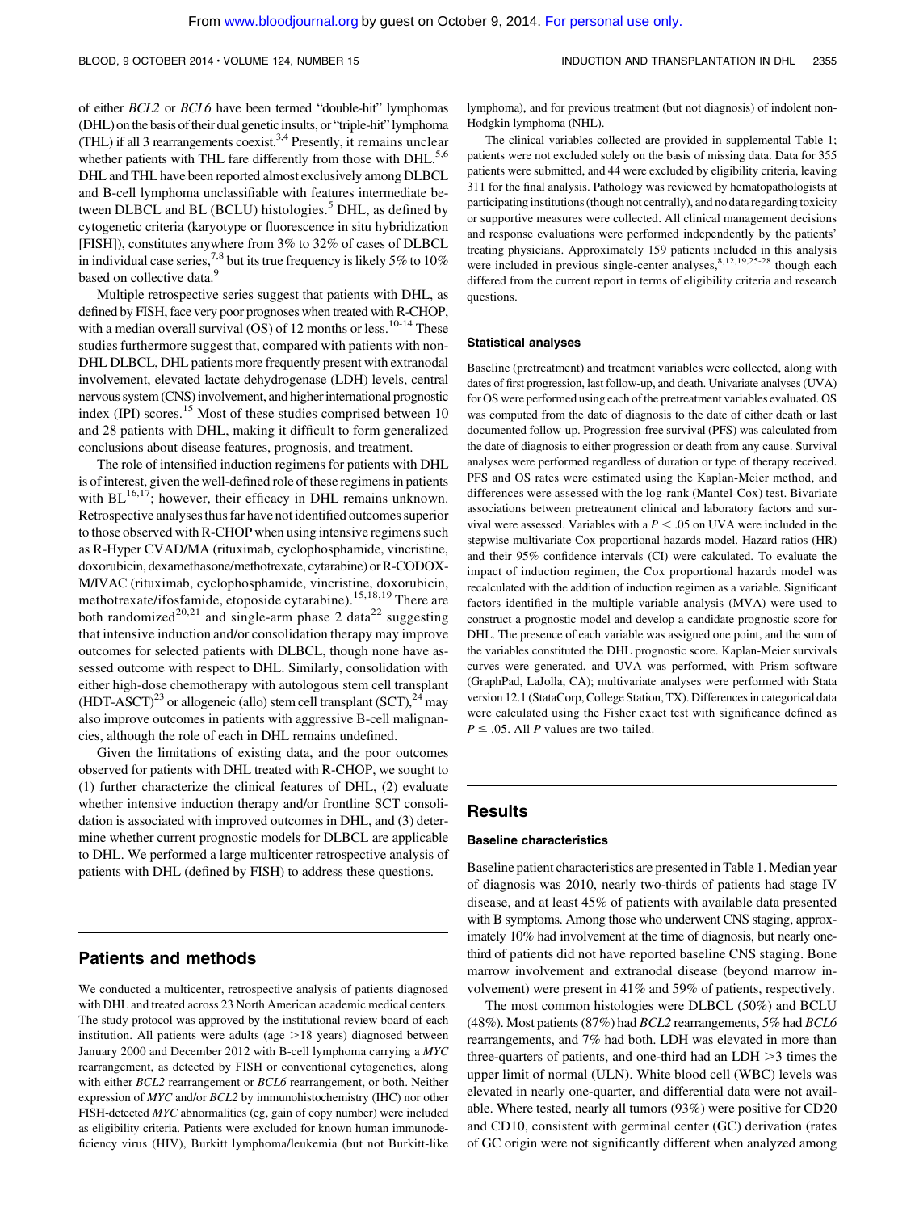of either *BCL2* or *BCL6* have been termed "double-hit" lymphomas (DHL) on the basis of their dual genetic insults, or "triple-hit" lymphoma (THL) if all 3 rearrangements coexist.[3,4] Presently, it remains unclear whether patients with THL fare differently from those with DHL.[5,6] DHL and THL have been reported almost exclusively among DLBCL and B-cell lymphoma unclassifiable with features intermediate between DLBCL and BL (BCLU) histologies.[5] DHL, as defined by cytogenetic criteria (karyotype or fluorescence in situ hybridization [FISH]), constitutes anywhere from 3% to 32% of cases of DLBCL in individual case series,[7,8] but its true frequency is likely 5% to 10% based on collective data.[9]

Multiple retrospective series suggest that patients with DHL, as defined by FISH, face very poor prognoses when treated with R-CHOP, with a median overall survival (OS) of 12 months or less.[10-14] These studies furthermore suggest that, compared with patients with non-DHL DLBCL, DHL patients more frequently present with extranodal involvement, elevated lactate dehydrogenase (LDH) levels, central nervous system (CNS) involvement, and higher international prognostic index (IPI) scores.[15] Most of these studies comprised between 10 and 28 patients with DHL, making it difficult to form generalized conclusions about disease features, prognosis, and treatment.

The role of intensified induction regimens for patients with DHL is of interest, given the well-defined role of these regimens in patients with BL[16,17]; however, their efficacy in DHL remains unknown. Retrospective analyses thus far have not identified outcomes superior to those observed with R-CHOP when using intensive regimens such as R-Hyper CVAD/MA (rituximab, cyclophosphamide, vincristine, doxorubicin, dexamethasone/methotrexate, cytarabine) or R-CODOX-M/IVAC (rituximab, cyclophosphamide, vincristine, doxorubicin, methotrexate/ifosfamide, etoposide cytarabine).[15,18,19] There are both randomized[20,21] and single-arm phase 2 data[22] suggesting that intensive induction and/or consolidation therapy may improve outcomes for selected patients with DLBCL, though none have assessed outcome with respect to DHL. Similarly, consolidation with either high-dose chemotherapy with autologous stem cell transplant (HDT-ASCT)[23] or allogeneic (allo) stem cell transplant (SCT),[24] may also improve outcomes in patients with aggressive B-cell malignancies, although the role of each in DHL remains undefined.

Given the limitations of existing data, and the poor outcomes observed for patients with DHL treated with R-CHOP, we sought to (1) further characterize the clinical features of DHL, (2) evaluate whether intensive induction therapy and/or frontline SCT consolidation is associated with improved outcomes in DHL, and (3) determine whether current prognostic models for DLBCL are applicable to DHL. We performed a large multicenter retrospective analysis of patients with DHL (defined by FISH) to address these questions.

## Patients and methods

We conducted a multicenter, retrospective analysis of patients diagnosed with DHL and treated across 23 North American academic medical centers. The study protocol was approved by the institutional review board of each institution. All patients were adults (age >18 years) diagnosed between January 2000 and December 2012 with B-cell lymphoma carrying a *MYC* rearrangement, as detected by FISH or conventional cytogenetics, along with either *BCL2* rearrangement or *BCL6* rearrangement, or both. Neither expression of *MYC* and/or *BCL2* by immunohistochemistry (IHC) nor other FISH-detected *MYC* abnormalities (eg, gain of copy number) were included as eligibility criteria. Patients were excluded for known human immunodeficiency virus (HIV), Burkitt lymphoma/leukemia (but not Burkitt-like lymphoma), and for previous treatment (but not diagnosis) of indolent non-Hodgkin lymphoma (NHL).

The clinical variables collected are provided in supplemental Table 1; patients were not excluded solely on the basis of missing data. Data for 355 patients were submitted, and 44 were excluded by eligibility criteria, leaving 311 for the final analysis. Pathology was reviewed by hematopathologists at participating institutions (though not centrally), and no data regarding toxicity or supportive measures were collected. All clinical management decisions and response evaluations were performed independently by the patients' treating physicians. Approximately 159 patients included in this analysis were included in previous single-center analyses,[8,12,19,25-28] though each differed from the current report in terms of eligibility criteria and research questions.

### Statistical analyses

Baseline (pretreatment) and treatment variables were collected, along with dates of first progression, last follow-up, and death. Univariate analyses (UVA) for OS were performed using each of the pretreatment variables evaluated. OS was computed from the date of diagnosis to the date of either death or last documented follow-up. Progression-free survival (PFS) was calculated from the date of diagnosis to either progression or death from any cause. Survival analyses were performed regardless of duration or type of therapy received. PFS and OS rates were estimated using the Kaplan-Meier method, and differences were assessed with the log-rank (Mantel-Cox) test. Bivariate associations between pretreatment clinical and laboratory factors and survival were assessed. Variables with a $P < .05$ on UVA were included in the stepwise multivariate Cox proportional hazards model. Hazard ratios (HR) and their 95% confidence intervals (CI) were calculated. To evaluate the impact of induction regimen, the Cox proportional hazards model was recalculated with the addition of induction regimen as a variable. Significant factors identified in the multiple variable analysis (MVA) were used to construct a prognostic model and develop a candidate prognostic score for DHL. The presence of each variable was assigned one point, and the sum of the variables constituted the DHL prognostic score. Kaplan-Meier survivals curves were generated, and UVA was performed, with Prism software (GraphPad, LaJolla, CA); multivariate analyses were performed with Stata version 12.1 (StataCorp, College Station, TX). Differences in categorical data were calculated using the Fisher exact test with significance defined as $P \leq .05$. All $P$ values are two-tailed.

## Results

### Baseline characteristics

Baseline patient characteristics are presented in Table 1. Median year of diagnosis was 2010, nearly two-thirds of patients had stage IV disease, and at least 45% of patients with available data presented with B symptoms. Among those who underwent CNS staging, approximately 10% had involvement at the time of diagnosis, but nearly one-third of patients did not have reported baseline CNS staging. Bone marrow involvement and extranodal disease (beyond marrow involvement) were present in 41% and 59% of patients, respectively.

The most common histologies were DLBCL (50%) and BCLU (48%). Most patients (87%) had *BCL2* rearrangements, 5% had *BCL6* rearrangements, and 7% had both. LDH was elevated in more than three-quarters of patients, and one-third had an LDH >3 times the upper limit of normal (ULN). White blood cell (WBC) levels was elevated in nearly one-quarter, and differential data were not available. Where tested, nearly all tumors (93%) were positive for CD20 and CD10, consistent with germinal center (GC) derivation (rates of GC origin were not significantly different when analyzed among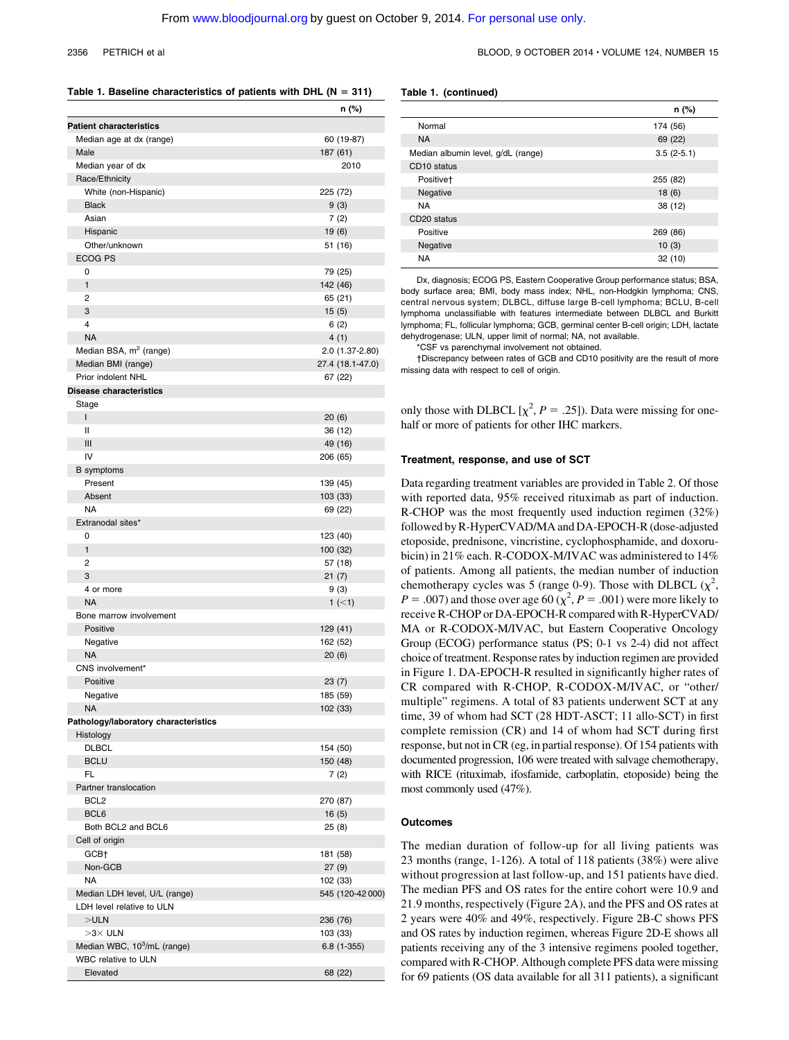**Table 1. Baseline characteristics of patients with DHL (N = 311)**

| | n (%) |
|---|---|
| **Patient characteristics** | |
| Median age at dx (range) | 60 (19-87) |
| Male | 187 (61) |
| Median year of dx | 2010 |
| Race/Ethnicity | |
| White (non-Hispanic) | 225 (72) |
| Black | 9 (3) |
| Asian | 7 (2) |
| Hispanic | 19 (6) |
| Other/unknown | 51 (16) |
| ECOG PS | |
| 0 | 79 (25) |
| 1 | 142 (46) |
| 2 | 65 (21) |
| 3 | 15 (5) |
| 4 | 6 (2) |
| NA | 4 (1) |
| Median BSA, $m^2$ (range) | 2.0 (1.37-2.80) |
| Median BMI (range) | 27.4 (18.1-47.0) |
| Prior indolent NHL | 67 (22) |
| **Disease characteristics** | |
| Stage | |
| I | 20 (6) |
| II | 36 (12) |
| III | 49 (16) |
| IV | 206 (65) |
| B symptoms | |
| Present | 139 (45) |
| Absent | 103 (33) |
| NA | 69 (22) |
| Extranodal sites* | |
| 0 | 123 (40) |
| 1 | 100 (32) |
| 2 | 57 (18) |
| 3 | 21 (7) |
| 4 or more | 9 (3) |
| NA | 1 (<1) |
| Bone marrow involvement | |
| Positive | 129 (41) |
| Negative | 162 (52) |
| NA | 20 (6) |
| CNS involvement* | |
| Positive | 23 (7) |
| Negative | 185 (59) |
| NA | 102 (33) |
| **Pathology/laboratory characteristics** | |
| Histology | |
| DLBCL | 154 (50) |
| BCLU | 150 (48) |
| FL | 7 (2) |
| Partner translocation | |
| BCL2 | 270 (87) |
| BCL6 | 16 (5) |
| Both BCL2 and BCL6 | 25 (8) |
| Cell of origin | |
| GCB† | 181 (58) |
| Non-GCB | 27 (9) |
| NA | 102 (33) |
| Median LDH level, U/L (range) | 545 (120-42 000) |
| LDH level relative to ULN | |
| >ULN | 236 (76) |
| >3× ULN | 103 (33) |
| Median WBC, $10^3$/mL (range) | 6.8 (1-355) |
| WBC relative to ULN | |
| Elevated | 68 (22) |
| Normal | 174 (56) |
| NA | 69 (22) |
| Median albumin level, g/dL (range) | 3.5 (2-5.1) |
| CD10 status | |
| Positive† | 255 (82) |
| Negative | 18 (6) |
| NA | 38 (12) |
| CD20 status | |
| Positive | 269 (86) |
| Negative | 10 (3) |
| NA | 32 (10) |

Dx, diagnosis; ECOG PS, Eastern Cooperative Group performance status; BSA, body surface area; BMI, body mass index; NHL, non-Hodgkin lymphoma; CNS, central nervous system; DLBCL, diffuse large B-cell lymphoma; BCLU, B-cell lymphoma unclassifiable with features intermediate between DLBCL and Burkitt lymphoma; FL, follicular lymphoma; GCB, germinal center B-cell origin; LDH, lactate dehydrogenase; ULN, upper limit of normal; NA, not available.

*CSF vs parenchymal involvement not obtained.

†Discrepancy between rates of GCB and CD10 positivity are the result of more missing data with respect to cell of origin.

only those with DLBCL [$\chi^2$, $P = .25$]). Data were missing for one-half or more of patients for other IHC markers.

### Treatment, response, and use of SCT

Data regarding treatment variables are provided in Table 2. Of those with reported data, 95% received rituximab as part of induction. R-CHOP was the most frequently used induction regimen (32%) followed by R-HyperCVAD/MA and DA-EPOCH-R (dose-adjusted etoposide, prednisone, vincristine, cyclophosphamide, and doxorubicin) in 21% each. R-CODOX-M/IVAC was administered to 14% of patients. Among all patients, the median number of induction chemotherapy cycles was 5 (range 0-9). Those with DLBCL ($\chi^2$, $P = .007$) and those over age 60 ($\chi^2$, $P = .001$) were more likely to receive R-CHOP or DA-EPOCH-R compared with R-HyperCVAD/MA or R-CODOX-M/IVAC, but Eastern Cooperative Oncology Group (ECOG) performance status (PS; 0-1 vs 2-4) did not affect choice of treatment. Response rates by induction regimen are provided in Figure 1. DA-EPOCH-R resulted in significantly higher rates of CR compared with R-CHOP, R-CODOX-M/IVAC, or "other/multiple" regimens. A total of 83 patients underwent SCT at any time, 39 of whom had SCT (28 HDT-ASCT; 11 allo-SCT) in first complete remission (CR) and 14 of whom had SCT during first response, but not in CR (eg, in partial response). Of 154 patients with documented progression, 106 were treated with salvage chemotherapy, with RICE (rituximab, ifosfamide, carboplatin, etoposide) being the most commonly used (47%).

### Outcomes

The median duration of follow-up for all living patients was 23 months (range, 1-126). A total of 118 patients (38%) were alive without progression at last follow-up, and 151 patients have died. The median PFS and OS rates for the entire cohort were 10.9 and 21.9 months, respectively (Figure 2A), and the PFS and OS rates at 2 years were 40% and 49%, respectively. Figure 2B-C shows PFS and OS rates by induction regimen, whereas Figure 2D-E shows all patients receiving any of the 3 intensive regimens pooled together, compared with R-CHOP. Although complete PFS data were missing for 69 patients (OS data available for all 311 patients), a significant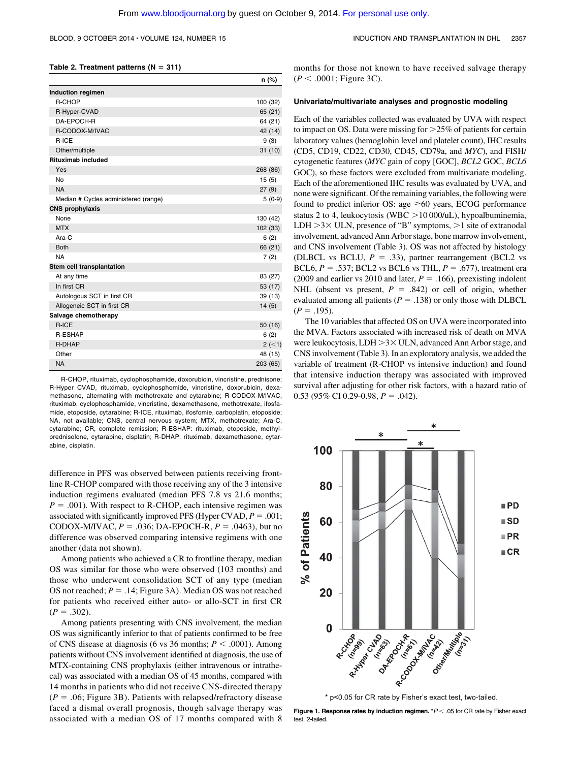**Table 2. Treatment patterns (N = 311)**

| | n (%) |
|---|---|
| **Induction regimen** | |
| R-CHOP | 100 (32) |
| R-Hyper-CVAD | 65 (21) |
| DA-EPOCH-R | 64 (21) |
| R-CODOX-M/IVAC | 42 (14) |
| R-ICE | 9 (3) |
| Other/multiple | 31 (10) |
| **Rituximab included** | |
| Yes | 268 (86) |
| No | 15 (5) |
| NA | 27 (9) |
| Median # Cycles administered (range) | 5 (0-9) |
| **CNS prophylaxis** | |
| None | 130 (42) |
| MTX | 102 (33) |
| Ara-C | 6 (2) |
| Both | 66 (21) |
| NA | 7 (2) |
| **Stem cell transplantation** | |
| At any time | 83 (27) |
| In first CR | 53 (17) |
| Autologous SCT in first CR | 39 (13) |
| Allogeneic SCT in first CR | 14 (5) |
| **Salvage chemotherapy** | |
| R-ICE | 50 (16) |
| R-ESHAP | 6 (2) |
| R-DHAP | 2 (<1) |
| Other | 48 (15) |
| NA | 203 (65) |

R-CHOP, rituximab, cyclophosphamide, doxorubicin, vincristine, prednisone; R-Hyper CVAD, rituximab, cyclophosphomide, vincristine, doxorubicin, dexamethasone, alternating with methotrexate and cytarabine; R-CODOX-M/IVAC, rituximab, cyclophosphamide, vincristine, dexamethasone, methotrexate, ifosfamide, etoposide, cytarabine; R-ICE, rituximab, ifosfomie, carboplatin, etoposide; NA, not available; CNS, central nervous system; MTX, methotrexate; Ara-C, cytarabine; CR, complete remission; R-ESHAP: rituximab, etoposide, methylprednisolone, cytarabine, cisplatin; R-DHAP: rituximab, dexamethasone, cytarabine, cisplatin.

difference in PFS was observed between patients receiving frontline R-CHOP compared with those receiving any of the 3 intensive induction regimens evaluated (median PFS 7.8 vs 21.6 months; $P = .001$). With respect to R-CHOP, each intensive regimen was associated with significantly improved PFS (Hyper CVAD, $P = .001$; CODOX-M/IVAC, $P = .036$; DA-EPOCH-R, $P = .0463$), but no difference was observed comparing intensive regimens with one another (data not shown).

Among patients who achieved a CR to frontline therapy, median OS was similar for those who were observed (103 months) and those who underwent consolidation SCT of any type (median OS not reached; $P = .14$; Figure 3A). Median OS was not reached for patients who received either auto- or allo-SCT in first CR ($P = .302$).

Among patients presenting with CNS involvement, the median OS was significantly inferior to that of patients confirmed to be free of CNS disease at diagnosis (6 vs 36 months; $P < .0001$). Among patients without CNS involvement identified at diagnosis, the use of MTX-containing CNS prophylaxis (either intravenous or intrathecal) was associated with a median OS of 45 months, compared with 14 months in patients who did not receive CNS-directed therapy ($P = .06$; Figure 3B). Patients with relapsed/refractory disease faced a dismal overall prognosis, though salvage therapy was associated with a median OS of 17 months compared with 8 months for those not known to have received salvage therapy ($P < .0001$; Figure 3C).

### Univariate/multivariate analyses and prognostic modeling

Each of the variables collected was evaluated by UVA with respect to impact on OS. Data were missing for >25% of patients for certain laboratory values (hemoglobin level and platelet count), IHC results (CD5, CD19, CD22, CD30, CD45, CD79a, and *MYC*), and FISH/cytogenetic features (*MYC* gain of copy [GOC], *BCL2* GOC, *BCL6* GOC), so these factors were excluded from multivariate modeling. Each of the aforementioned IHC results was evaluated by UVA, and none were significant. Of the remaining variables, the following were found to predict inferior OS: age ≥60 years, ECOG performance status 2 to 4, leukocytosis (WBC >10 000/uL), hypoalbuminemia, LDH >3× ULN, presence of "B" symptoms, >1 site of extranodal involvement, advanced Ann Arbor stage, bone marrow involvement, and CNS involvement (Table 3). OS was not affected by histology (DLBCL vs BCLU, $P = .33$), partner rearrangement (BCL2 vs BCL6, $P = .537$; BCL2 vs BCL6 vs THL, $P = .677$), treatment era (2009 and earlier vs 2010 and later, $P = .166$), preexisting indolent NHL (absent vs present, $P = .842$) or cell of origin, whether evaluated among all patients ($P = .138$) or only those with DLBCL ($P = .195$).

The 10 variables that affected OS on UVA were incorporated into the MVA. Factors associated with increased risk of death on MVA were leukocytosis, LDH >3× ULN, advanced Ann Arbor stage, and CNS involvement (Table 3). In an exploratory analysis, we added the variable of treatment (R-CHOP vs intensive induction) and found that intensive induction therapy was associated with improved survival after adjusting for other risk factors, with a hazard ratio of 0.53 (95% CI 0.29-0.98, $P = .042$).

**Figure 1. Response rates by induction regimen.** *$P < .05$ for CR rate by Fisher exact test, 2-tailed.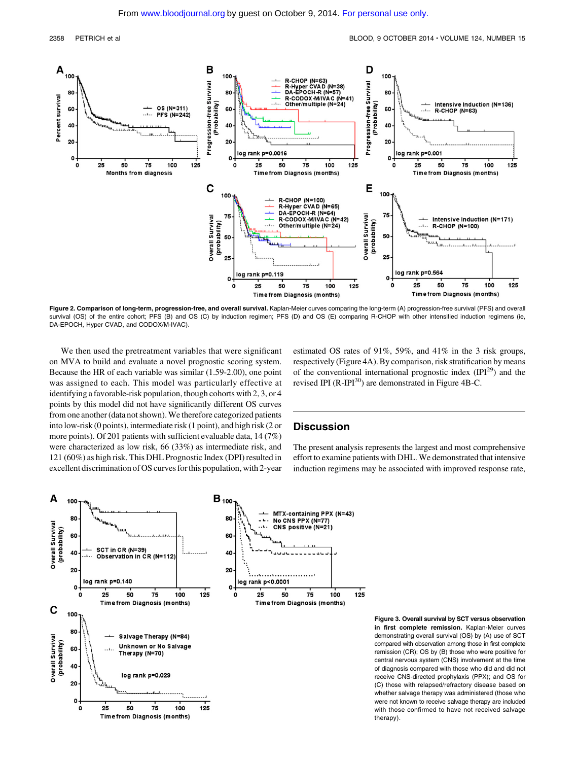**Figure 2. Comparison of long-term, progression-free, and overall survival.** Kaplan-Meier curves comparing the long-term (A) progression-free survival (PFS) and overall survival (OS) of the entire cohort; PFS (B) and OS (C) by induction regimen; PFS (D) and OS (E) comparing R-CHOP with other intensified induction regimens (ie, DA-EPOCH, Hyper CVAD, and CODOX/M-IVAC).

We then used the pretreatment variables that were significant on MVA to build and evaluate a novel prognostic scoring system. Because the HR of each variable was similar (1.59-2.00), one point was assigned to each. This model was particularly effective at identifying a favorable-risk population, though cohorts with 2, 3, or 4 points by this model did not have significantly different OS curves from one another (data not shown). We therefore categorized patients into low-risk (0 points), intermediate risk (1 point), and high risk (2 or more points). Of 201 patients with sufficient evaluable data, 14 (7%) were characterized as low risk, 66 (33%) as intermediate risk, and 121 (60%) as high risk. This DHL Prognostic Index (DPI) resulted in excellent discrimination of OS curves for this population, with 2-year estimated OS rates of 91%, 59%, and 41% in the 3 risk groups, respectively (Figure 4A). By comparison, risk stratification by means of the conventional international prognostic index (IPI[29]) and the revised IPI (R-IPI[30]) are demonstrated in Figure 4B-C.

## Discussion

The present analysis represents the largest and most comprehensive effort to examine patients with DHL. We demonstrated that intensive induction regimens may be associated with improved response rate,

**Figure 3. Overall survival by SCT versus observation in first complete remission.** Kaplan-Meier curves demonstrating overall survival (OS) by (A) use of SCT compared with observation among those in first complete remission (CR); OS by (B) those who were positive for central nervous system (CNS) involvement at the time of diagnosis compared with those who did and did not receive CNS-directed prophylaxis (PPX); and OS for (C) those with relapsed/refractory disease based on whether salvage therapy was administered (those who were not known to receive salvage therapy are included with those confirmed to have not received salvage therapy).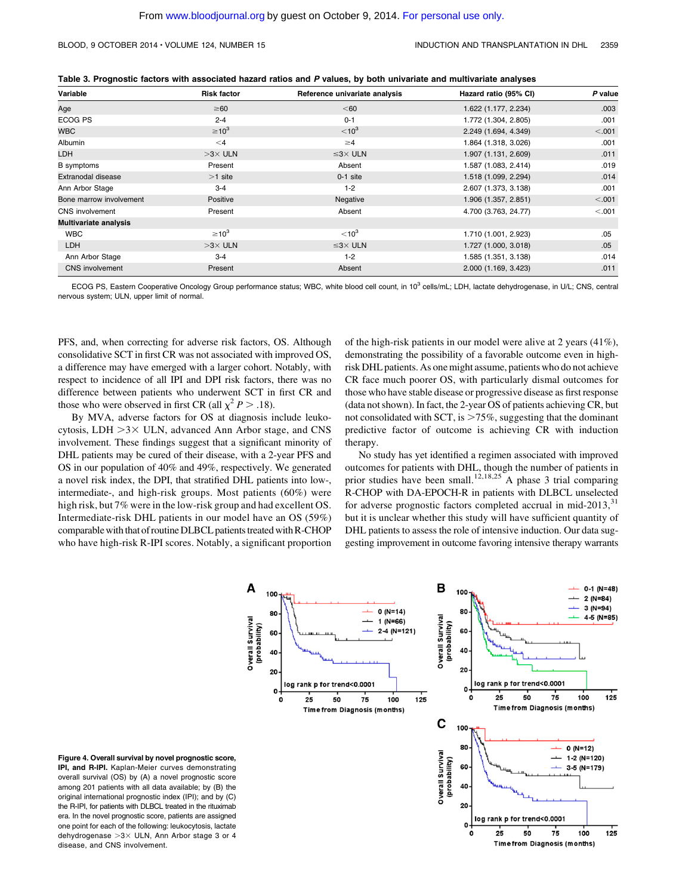**Table 3. Prognostic factors with associated hazard ratios and P values, by both univariate and multivariate analyses**

| Variable | Risk factor | Reference univariate analysis | Hazard ratio (95% CI) | P value |
|---|---|---|---|---|
| Age | ≥60 | <60 | 1.622 (1.177, 2.234) | .003 |
| ECOG PS | 2-4 | 0-1 | 1.772 (1.304, 2.805) | .001 |
| WBC | $\geq 10^3$ | $<10^3$ | 2.249 (1.694, 4.349) | <.001 |
| Albumin | <4 | ≥4 | 1.864 (1.318, 3.026) | .001 |
| LDH | >3× ULN | ≤3× ULN | 1.907 (1.131, 2.609) | .011 |
| B symptoms | Present | Absent | 1.587 (1.083, 2.414) | .019 |
| Extranodal disease | >1 site | 0-1 site | 1.518 (1.099, 2.294) | .014 |
| Ann Arbor Stage | 3-4 | 1-2 | 2.607 (1.373, 3.138) | .001 |
| Bone marrow involvement | Positive | Negative | 1.906 (1.357, 2.851) | <.001 |
| CNS involvement | Present | Absent | 4.700 (3.763, 24.77) | <.001 |
| **Multivariate analysis** | | | | |
| WBC | $\geq 10^3$ | $<10^3$ | 1.710 (1.001, 2.923) | .05 |
| LDH | >3× ULN | ≤3× ULN | 1.727 (1.000, 3.018) | .05 |
| Ann Arbor Stage | 3-4 | 1-2 | 1.585 (1.351, 3.138) | .014 |
| CNS involvement | Present | Absent | 2.000 (1.169, 3.423) | .011 |

ECOG PS, Eastern Cooperative Oncology Group performance status; WBC, white blood cell count, in $10^3$ cells/mL; LDH, lactate dehydrogenase, in U/L; CNS, central nervous system; ULN, upper limit of normal.

PFS, and, when correcting for adverse risk factors, OS. Although consolidative SCT in first CR was not associated with improved OS, a difference may have emerged with a larger cohort. Notably, with respect to incidence of all IPI and DPI risk factors, there was no difference between patients who underwent SCT in first CR and those who were observed in first CR (all $\chi^2$ $P > .18$).

By MVA, adverse factors for OS at diagnosis include leukocytosis, LDH >3× ULN, advanced Ann Arbor stage, and CNS involvement. These findings suggest that a significant minority of DHL patients may be cured of their disease, with a 2-year PFS and OS in our population of 40% and 49%, respectively. We generated a novel risk index, the DPI, that stratified DHL patients into low-, intermediate-, and high-risk groups. Most patients (60%) were high risk, but 7% were in the low-risk group and had excellent OS. Intermediate-risk DHL patients in our model have an OS (59%) comparable with that of routine DLBCL patients treated with R-CHOP who have high-risk R-IPI scores. Notably, a significant proportion of the high-risk patients in our model were alive at 2 years (41%), demonstrating the possibility of a favorable outcome even in high-risk DHL patients. As one might assume, patients who do not achieve CR face much poorer OS, with particularly dismal outcomes for those who have stable disease or progressive disease as first response (data not shown). In fact, the 2-year OS of patients achieving CR, but not consolidated with SCT, is >75%, suggesting that the dominant predictive factor of outcome is achieving CR with induction therapy.

No study has yet identified a regimen associated with improved outcomes for patients with DHL, though the number of patients in prior studies have been small.[12,18,25] A phase 3 trial comparing R-CHOP with DA-EPOCH-R in patients with DLBCL unselected for adverse prognostic factors completed accrual in mid-2013,[31] but it is unclear whether this study will have sufficient quantity of DHL patients to assess the role of intensive induction. Our data suggesting improvement in outcome favoring intensive therapy warrants

**Figure 4. Overall survival by novel prognostic score, IPI, and R-IPI.** Kaplan-Meier curves demonstrating overall survival (OS) by (A) a novel prognostic score among 201 patients with all data available; by (B) the original international prognostic index (IPI); and by (C) the R-IPI, for patients with DLBCL treated in the rituximab era. In the novel prognostic score, patients are assigned one point for each of the following: leukocytosis, lactate dehydrogenase >3× ULN, Ann Arbor stage 3 or 4 disease, and CNS involvement.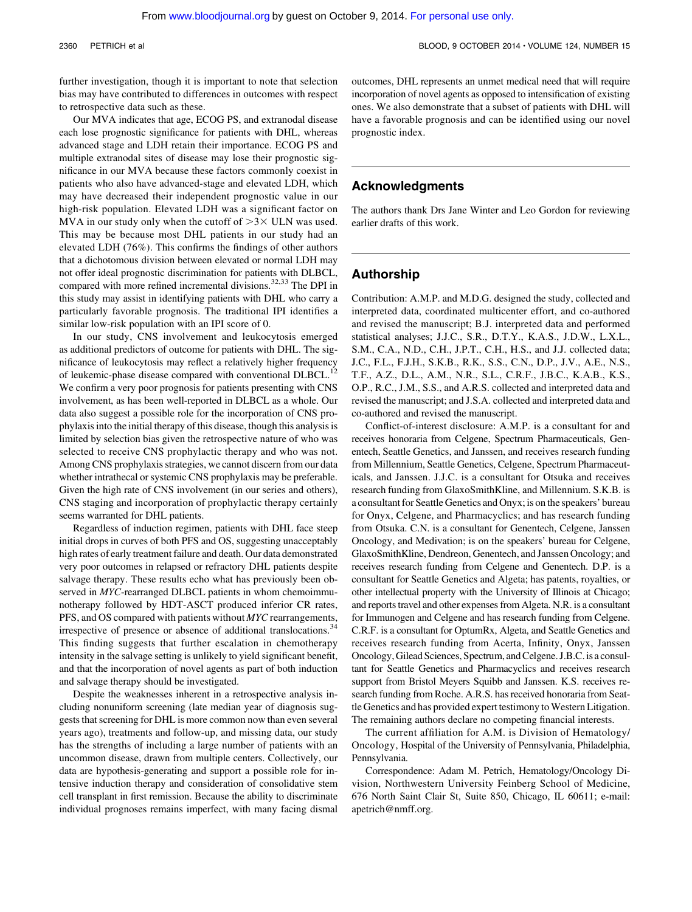further investigation, though it is important to note that selection bias may have contributed to differences in outcomes with respect to retrospective data such as these.

Our MVA indicates that age, ECOG PS, and extranodal disease each lose prognostic significance for patients with DHL, whereas advanced stage and LDH retain their importance. ECOG PS and multiple extranodal sites of disease may lose their prognostic significance in our MVA because these factors commonly coexist in patients who also have advanced-stage and elevated LDH, which may have decreased their independent prognostic value in our high-risk population. Elevated LDH was a significant factor on MVA in our study only when the cutoff of >3× ULN was used. This may be because most DHL patients in our study had an elevated LDH (76%). This confirms the findings of other authors that a dichotomous division between elevated or normal LDH may not offer ideal prognostic discrimination for patients with DLBCL, compared with more refined incremental divisions.[32,33] The DPI in this study may assist in identifying patients with DHL who carry a particularly favorable prognosis. The traditional IPI identifies a similar low-risk population with an IPI score of 0.

In our study, CNS involvement and leukocytosis emerged as additional predictors of outcome for patients with DHL. The significance of leukocytosis may reflect a relatively higher frequency of leukemic-phase disease compared with conventional DLBCL.[12] We confirm a very poor prognosis for patients presenting with CNS involvement, as has been well-reported in DLBCL as a whole. Our data also suggest a possible role for the incorporation of CNS prophylaxis into the initial therapy of this disease, though this analysis is limited by selection bias given the retrospective nature of who was selected to receive CNS prophylactic therapy and who was not. Among CNS prophylaxis strategies, we cannot discern from our data whether intrathecal or systemic CNS prophylaxis may be preferable. Given the high rate of CNS involvement (in our series and others), CNS staging and incorporation of prophylactic therapy certainly seems warranted for DHL patients.

Regardless of induction regimen, patients with DHL face steep initial drops in curves of both PFS and OS, suggesting unacceptably high rates of early treatment failure and death. Our data demonstrated very poor outcomes in relapsed or refractory DHL patients despite salvage therapy. These results echo what has previously been observed in *MYC*-rearranged DLBCL patients in whom chemoimmunotherapy followed by HDT-ASCT produced inferior CR rates, PFS, and OS compared with patients without *MYC* rearrangements, irrespective of presence or absence of additional translocations.[34] This finding suggests that further escalation in chemotherapy intensity in the salvage setting is unlikely to yield significant benefit, and that the incorporation of novel agents as part of both induction and salvage therapy should be investigated.

Despite the weaknesses inherent in a retrospective analysis including nonuniform screening (late median year of diagnosis suggests that screening for DHL is more common now than even several years ago), treatments and follow-up, and missing data, our study has the strengths of including a large number of patients with an uncommon disease, drawn from multiple centers. Collectively, our data are hypothesis-generating and support a possible role for intensive induction therapy and consideration of consolidative stem cell transplant in first remission. Because the ability to discriminate individual prognoses remains imperfect, with many facing dismal outcomes, DHL represents an unmet medical need that will require incorporation of novel agents as opposed to intensification of existing ones. We also demonstrate that a subset of patients with DHL will have a favorable prognosis and can be identified using our novel prognostic index.

## Acknowledgments

The authors thank Drs Jane Winter and Leo Gordon for reviewing earlier drafts of this work.

## Authorship

Contribution: A.M.P. and M.D.G. designed the study, collected and interpreted data, coordinated multicenter effort, and co-authored and revised the manuscript; B.J. interpreted data and performed statistical analyses; J.J.C., S.R., D.T.Y., K.A.S., J.D.W., L.X.L., S.M., C.A., N.D., C.H., J.P.T., C.H., H.S., and J.J. collected data; J.C., F.L., F.J.H., S.K.B., R.K., S.S., C.N., D.P., J.V., A.E., N.S., T.F., A.Z., D.L., A.M., N.R., S.L., C.R.F., J.B.C., K.A.B., K.S., O.P., R.C., J.M., S.S., and A.R.S. collected and interpreted data and revised the manuscript; and J.S.A. collected and interpreted data and co-authored and revised the manuscript.

Conflict-of-interest disclosure: A.M.P. is a consultant for and receives honoraria from Celgene, Spectrum Pharmaceuticals, Genentech, Seattle Genetics, and Janssen, and receives research funding from Millennium, Seattle Genetics, Celgene, Spectrum Pharmaceuticals, and Janssen. J.J.C. is a consultant for Otsuka and receives research funding from GlaxoSmithKline, and Millennium. S.K.B. is a consultant for Seattle Genetics and Onyx; is on the speakers' bureau for Onyx, Celgene, and Pharmacyclics; and has research funding from Otsuka. C.N. is a consultant for Genentech, Celgene, Janssen Oncology, and Medivation; is on the speakers' bureau for Celgene, GlaxoSmithKline, Dendreon, Genentech, and Janssen Oncology; and receives research funding from Celgene and Genentech. D.P. is a consultant for Seattle Genetics and Algeta; has patents, royalties, or other intellectual property with the University of Illinois at Chicago; and reports travel and other expenses from Algeta. N.R. is a consultant for Immunogen and Celgene and has research funding from Celgene. C.R.F. is a consultant for OptumRx, Algeta, and Seattle Genetics and receives research funding from Acerta, Infinity, Onyx, Janssen Oncology, Gilead Sciences, Spectrum, and Celgene. J.B.C. is a consultant for Seattle Genetics and Pharmacyclics and receives research support from Bristol Meyers Squibb and Janssen. K.S. receives research funding from Roche. A.R.S. has received honoraria from Seattle Genetics and has provided expert testimony to Western Litigation. The remaining authors declare no competing financial interests.

The current affiliation for A.M. is Division of Hematology/Oncology, Hospital of the University of Pennsylvania, Philadelphia, Pennsylvania.

Correspondence: Adam M. Petrich, Hematology/Oncology Division, Northwestern University Feinberg School of Medicine, 676 North Saint Clair St, Suite 850, Chicago, IL 60611; e-mail: apetrich@nmff.org.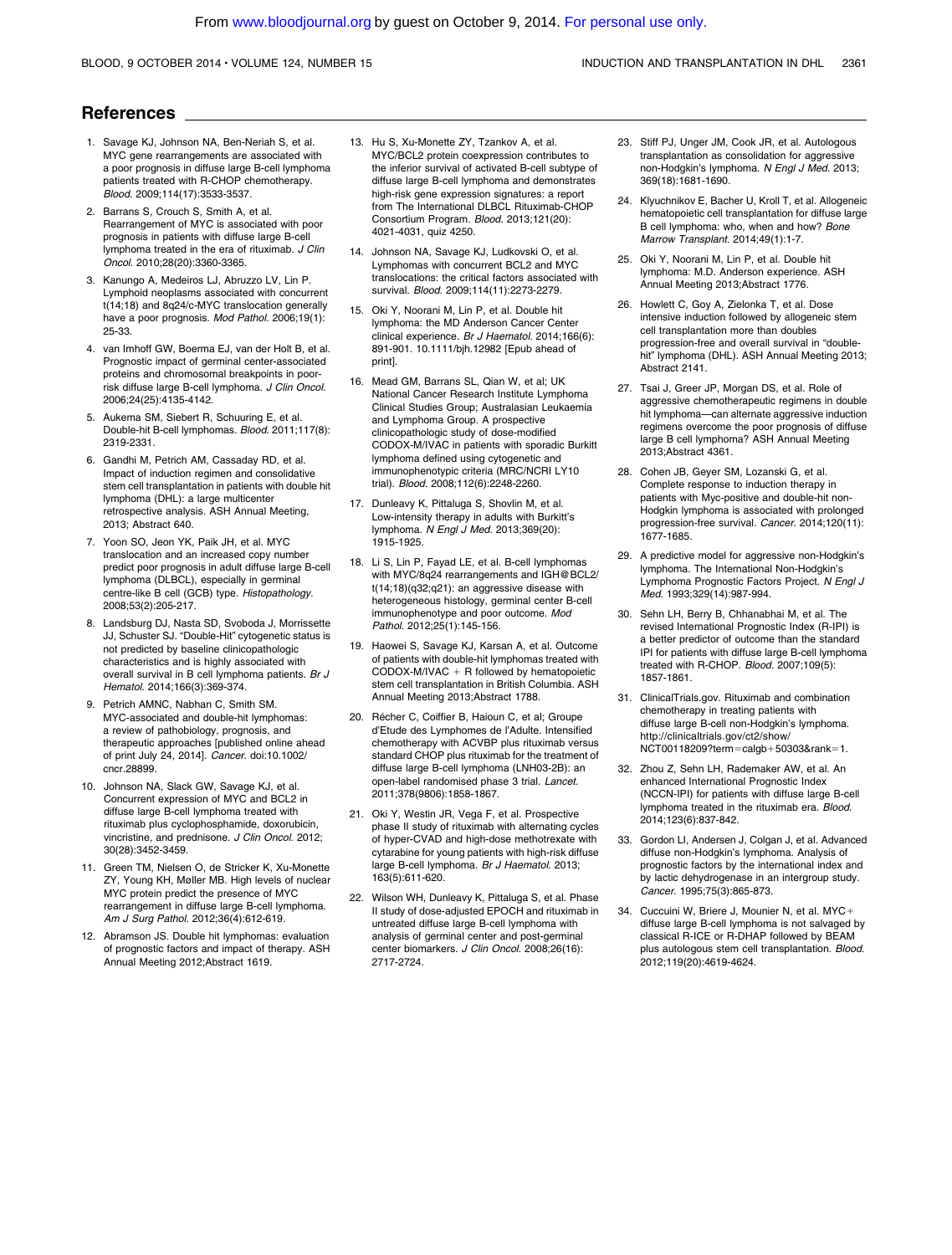## References

1. Savage KJ, Johnson NA, Ben-Neriah S, et al. MYC gene rearrangements are associated with a poor prognosis in diffuse large B-cell lymphoma patients treated with R-CHOP chemotherapy. *Blood.* 2009;114(17):3533-3537.
2. Barrans S, Crouch S, Smith A, et al. Rearrangement of MYC is associated with poor prognosis in patients with diffuse large B-cell lymphoma treated in the era of rituximab. *J Clin Oncol.* 2010;28(20):3360-3365.
3. Kanungo A, Medeiros LJ, Abruzzo LV, Lin P. Lymphoid neoplasms associated with concurrent t(14;18) and 8q24/c-MYC translocation generally have a poor prognosis. *Mod Pathol.* 2006;19(1): 25-33.
4. van Imhoff GW, Boerma EJ, van der Holt B, et al. Prognostic impact of germinal center-associated proteins and chromosomal breakpoints in poor-risk diffuse large B-cell lymphoma. *J Clin Oncol.* 2006;24(25):4135-4142.
5. Aukema SM, Siebert R, Schuuring E, et al. Double-hit B-cell lymphomas. *Blood.* 2011;117(8): 2319-2331.
6. Gandhi M, Petrich AM, Cassaday RD, et al. Impact of induction regimen and consolidative stem cell transplantation in patients with double hit lymphoma (DHL): a large multicenter retrospective analysis. ASH Annual Meeting, 2013; Abstract 640.
7. Yoon SO, Jeon YK, Paik JH, et al. MYC translocation and an increased copy number predict poor prognosis in adult diffuse large B-cell lymphoma (DLBCL), especially in germinal centre-like B cell (GCB) type. *Histopathology.* 2008;53(2):205-217.
8. Landsburg DJ, Nasta SD, Svoboda J, Morrissette JJ, Schuster SJ. "Double-Hit" cytogenetic status is not predicted by baseline clinicopathologic characteristics and is highly associated with overall survival in B cell lymphoma patients. *Br J Hematol.* 2014;166(3):369-374.
9. Petrich AMNC, Nabhan C, Smith SM. MYC-associated and double-hit lymphomas: a review of pathobiology, prognosis, and therapeutic approaches [published online ahead of print July 24, 2014]. *Cancer.* doi:10.1002/cncr.28899.
10. Johnson NA, Slack GW, Savage KJ, et al. Concurrent expression of MYC and BCL2 in diffuse large B-cell lymphoma treated with rituximab plus cyclophosphamide, doxorubicin, vincristine, and prednisone. *J Clin Oncol.* 2012; 30(28):3452-3459.
11. Green TM, Nielsen O, de Stricker K, Xu-Monette ZY, Young KH, Møller MB. High levels of nuclear MYC protein predict the presence of MYC rearrangement in diffuse large B-cell lymphoma. *Am J Surg Pathol.* 2012;36(4):612-619.
12. Abramson JS. Double hit lymphomas: evaluation of prognostic factors and impact of therapy. ASH Annual Meeting 2012;Abstract 1619.
13. Hu S, Xu-Monette ZY, Tzankov A, et al. MYC/BCL2 protein coexpression contributes to the inferior survival of activated B-cell subtype of diffuse large B-cell lymphoma and demonstrates high-risk gene expression signatures: a report from The International DLBCL Rituximab-CHOP Consortium Program. *Blood.* 2013;121(20): 4021-4031, quiz 4250.
14. Johnson NA, Savage KJ, Ludkovski O, et al. Lymphomas with concurrent BCL2 and MYC translocations: the critical factors associated with survival. *Blood.* 2009;114(11):2273-2279.
15. Oki Y, Noorani M, Lin P, et al. Double hit lymphoma: the MD Anderson Cancer Center clinical experience. *Br J Haematol.* 2014;166(6): 891-901. 10.1111/bjh.12982 [Epub ahead of print].
16. Mead GM, Barrans SL, Qian W, et al; UK National Cancer Research Institute Lymphoma Clinical Studies Group; Australasian Leukaemia and Lymphoma Group. A prospective clinicopathologic study of dose-modified CODOX-M/IVAC in patients with sporadic Burkitt lymphoma defined using cytogenetic and immunophenotypic criteria (MRC/NCRI LY10 trial). *Blood.* 2008;112(6):2248-2260.
17. Dunleavy K, Pittaluga S, Shovlin M, et al. Low-intensity therapy in adults with Burkitt's lymphoma. *N Engl J Med.* 2013;369(20): 1915-1925.
18. Li S, Lin P, Fayad LE, et al. B-cell lymphomas with MYC/8q24 rearrangements and IGH@BCL2/t(14;18)(q32;q21): an aggressive disease with heterogeneous histology, germinal center B-cell immunophenotype and poor outcome. *Mod Pathol.* 2012;25(1):145-156.
19. Haowei S, Savage KJ, Karsan A, et al. Outcome of patients with double-hit lymphomas treated with CODOX-M/IVAC + R followed by hematopoietic stem cell transplantation in British Columbia. ASH Annual Meeting 2013;Abstract 1788.
20. Récher C, Coiffier B, Haioun C, et al; Groupe d'Etude des Lymphomes de l'Adulte. Intensified chemotherapy with ACVBP plus rituximab versus standard CHOP plus rituximab for the treatment of diffuse large B-cell lymphoma (LNH03-2B): an open-label randomised phase 3 trial. *Lancet.* 2011;378(9806):1858-1867.
21. Oki Y, Westin JR, Vega F, et al. Prospective phase II study of rituximab with alternating cycles of hyper-CVAD and high-dose methotrexate with cytarabine for young patients with high-risk diffuse large B-cell lymphoma. *Br J Haematol.* 2013; 163(5):611-620.
22. Wilson WH, Dunleavy K, Pittaluga S, et al. Phase II study of dose-adjusted EPOCH and rituximab in untreated diffuse large B-cell lymphoma with analysis of germinal center and post-germinal center biomarkers. *J Clin Oncol.* 2008;26(16): 2717-2724.
23. Stiff PJ, Unger JM, Cook JR, et al. Autologous transplantation as consolidation for aggressive non-Hodgkin's lymphoma. *N Engl J Med.* 2013; 369(18):1681-1690.
24. Klyuchnikov E, Bacher U, Kroll T, et al. Allogeneic hematopoietic cell transplantation for diffuse large B cell lymphoma: who, when and how? *Bone Marrow Transplant.* 2014;49(1):1-7.
25. Oki Y, Noorani M, Lin P, et al. Double hit lymphoma: M.D. Anderson experience. ASH Annual Meeting 2013;Abstract 1776.
26. Howlett C, Goy A, Zielonka T, et al. Dose intensive induction followed by allogeneic stem cell transplantation more than doubles progression-free and overall survival in "double-hit" lymphoma (DHL). ASH Annual Meeting 2013; Abstract 2141.
27. Tsai J, Greer JP, Morgan DS, et al. Role of aggressive chemotherapeutic regimens in double hit lymphoma—can alternate aggressive induction regimens overcome the poor prognosis of diffuse large B cell lymphoma? ASH Annual Meeting 2013;Abstract 4361.
28. Cohen JB, Geyer SM, Lozanski G, et al. Complete response to induction therapy in patients with Myc-positive and double-hit non-Hodgkin lymphoma is associated with prolonged progression-free survival. *Cancer.* 2014;120(11): 1677-1685.
29. A predictive model for aggressive non-Hodgkin's lymphoma. The International Non-Hodgkin's Lymphoma Prognostic Factors Project. *N Engl J Med.* 1993;329(14):987-994.
30. Sehn LH, Berry B, Chhanabhai M, et al. The revised International Prognostic Index (R-IPI) is a better predictor of outcome than the standard IPI for patients with diffuse large B-cell lymphoma treated with R-CHOP. *Blood.* 2007;109(5): 1857-1861.
31. ClinicalTrials.gov. Rituximab and combination chemotherapy in treating patients with diffuse large B-cell non-Hodgkin's lymphoma. http://clinicaltrials.gov/ct2/show/NCT00118209?term=calgb+50303&rank=1.
32. Zhou Z, Sehn LH, Rademaker AW, et al. An enhanced International Prognostic Index (NCCN-IPI) for patients with diffuse large B-cell lymphoma treated in the rituximab era. *Blood.* 2014;123(6):837-842.
33. Gordon LI, Andersen J, Colgan J, et al. Advanced diffuse non-Hodgkin's lymphoma. Analysis of prognostic factors by the international index and by lactic dehydrogenase in an intergroup study. *Cancer.* 1995;75(3):865-873.
34. Cuccuini W, Briere J, Mounier N, et al. MYC+ diffuse large B-cell lymphoma is not salvaged by classical R-ICE or R-DHAP followed by BEAM plus autologous stem cell transplantation. *Blood.* 2012;119(20):4619-4624.